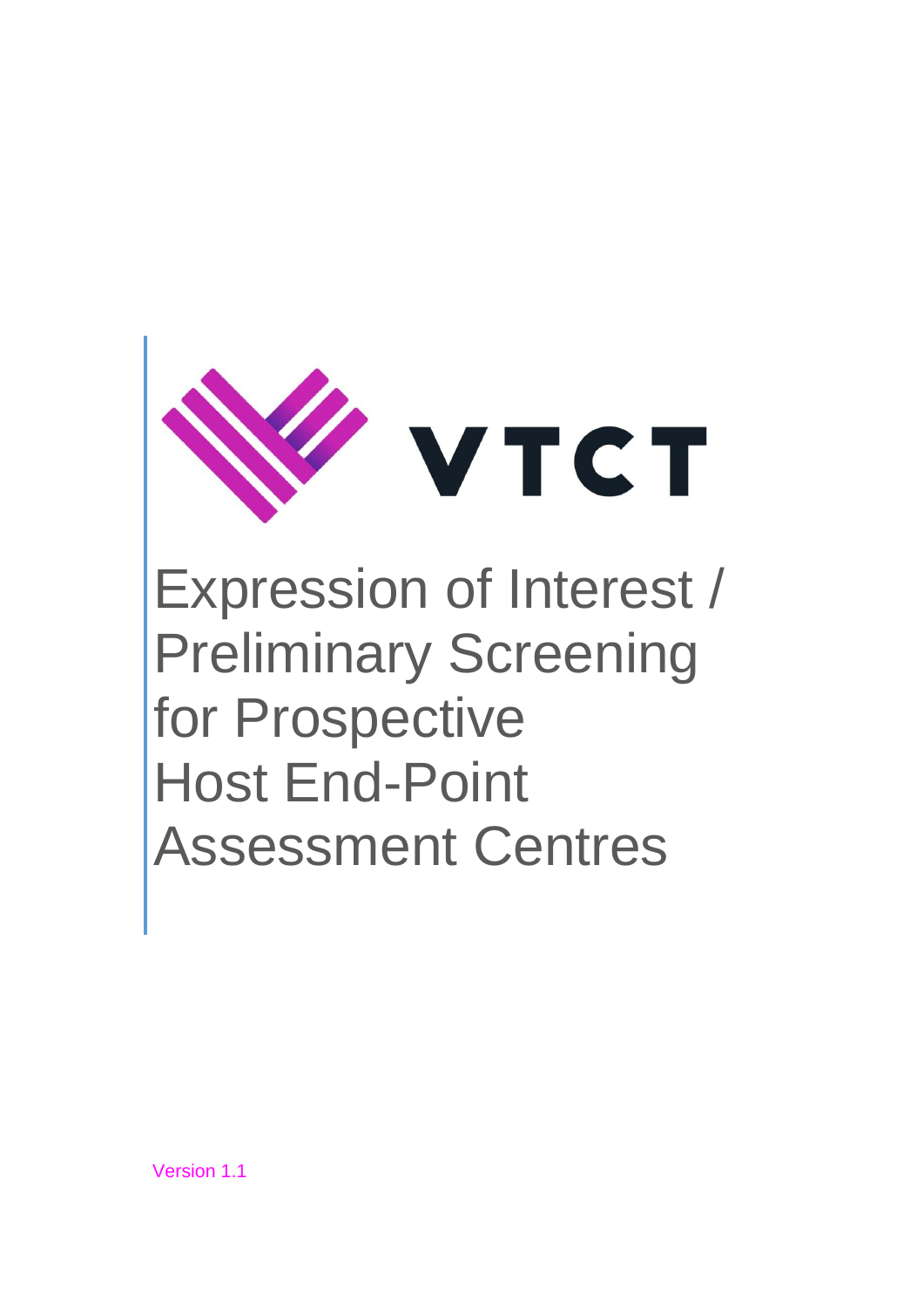VTCT

# Expression of Interest / Preliminary Screening for Prospective Host End-Point Assessment Centres

Version 1.1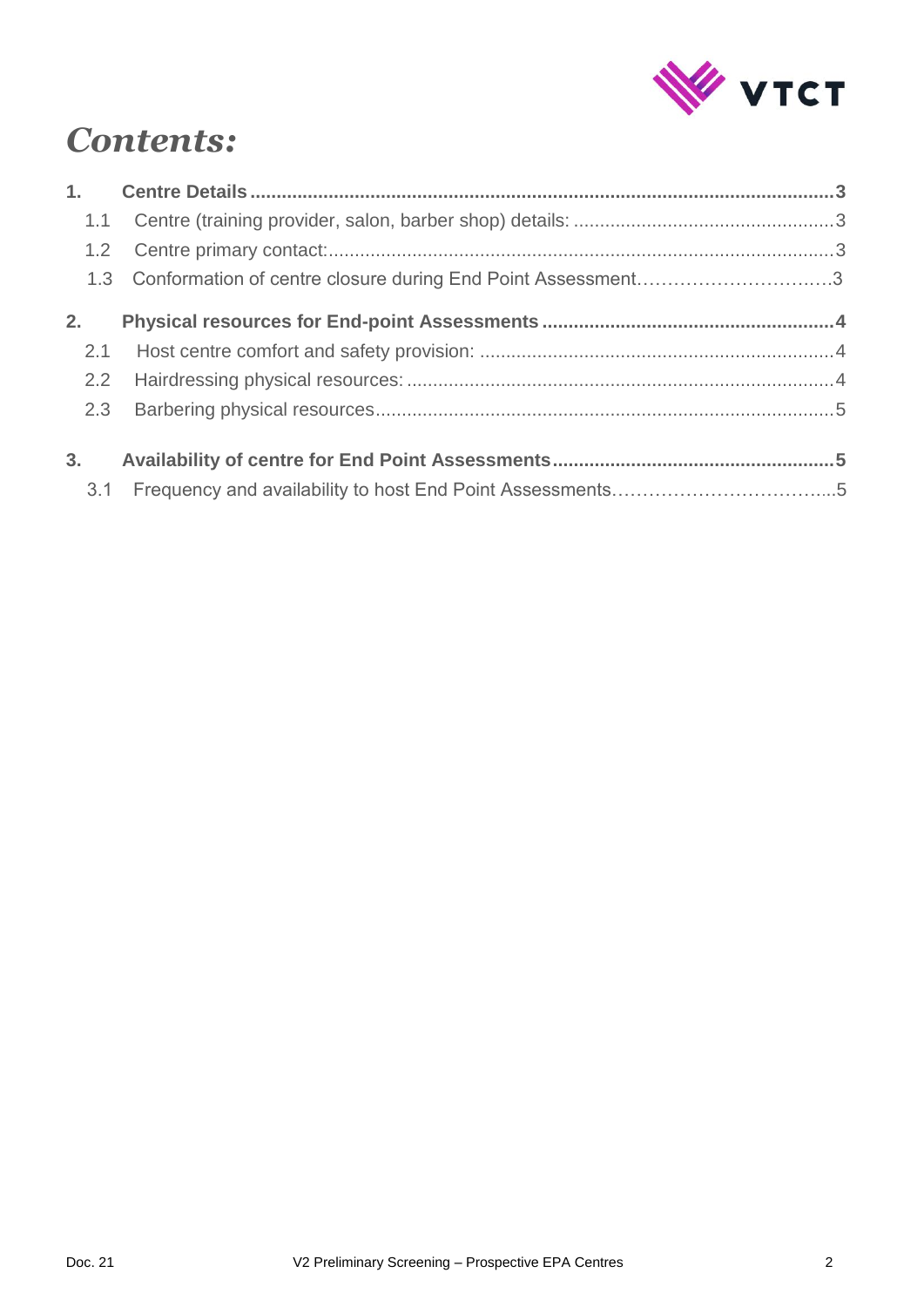# *Contents:*

1. **Centre Details** ....................................................................................................... **3**
    1.1 Centre (training provider, salon, barber shop) details: .................................................. 3
    1.2 Centre primary contact: ................................................................................................ 3
    1.3 Conformation of centre closure during End Point Assessment ................................ 3

2. **Physical resources for End-point Assessments** ........................................................ **4**
    2.1 Host centre comfort and safety provision: ..................................................................... 4
    2.2 Hairdressing physical resources: .................................................................................. 4
    2.3 Barbering physical resources ........................................................................................ 5

3. **Availability of centre for End Point Assessments** ...................................................... **5**
    3.1 Frequency and availability to host End Point Assessments ......................................... 5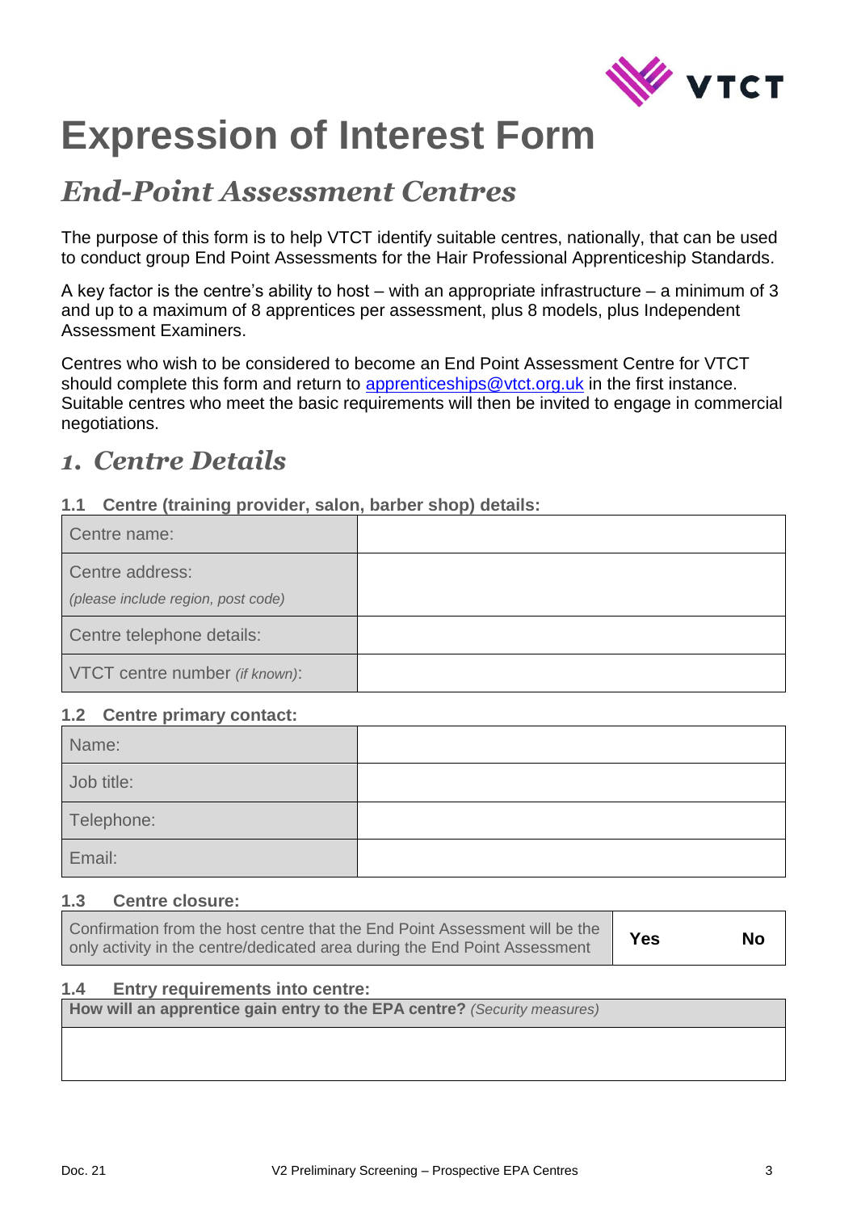# Expression of Interest Form

## *End-Point Assessment Centres*

The purpose of this form is to help VTCT identify suitable centres, nationally, that can be used to conduct group End Point Assessments for the Hair Professional Apprenticeship Standards.

A key factor is the centre's ability to host – with an appropriate infrastructure – a minimum of 3 and up to a maximum of 8 apprentices per assessment, plus 8 models, plus Independent Assessment Examiners.

Centres who wish to be considered to become an End Point Assessment Centre for VTCT should complete this form and return to apprenticeships@vtct.org.uk in the first instance. Suitable centres who meet the basic requirements will then be invited to engage in commercial negotiations.

## *1. Centre Details*

**1.1 Centre (training provider, salon, barber shop) details:**

| | |
|---|---|
| Centre name: | |
| Centre address: *(please include region, post code)* | |
| Centre telephone details: | |
| VTCT centre number *(if known)*: | |

**1.2 Centre primary contact:**

| | |
|---|---|
| Name: | |
| Job title: | |
| Telephone: | |
| Email: | |

**1.3 Centre closure:**

| | | |
|---|---|---|
| Confirmation from the host centre that the End Point Assessment will be the only activity in the centre/dedicated area during the End Point Assessment | **Yes** | **No** |

**1.4 Entry requirements into centre:**

| **How will an apprentice gain entry to the EPA centre?** *(Security measures)* |
|---|
| |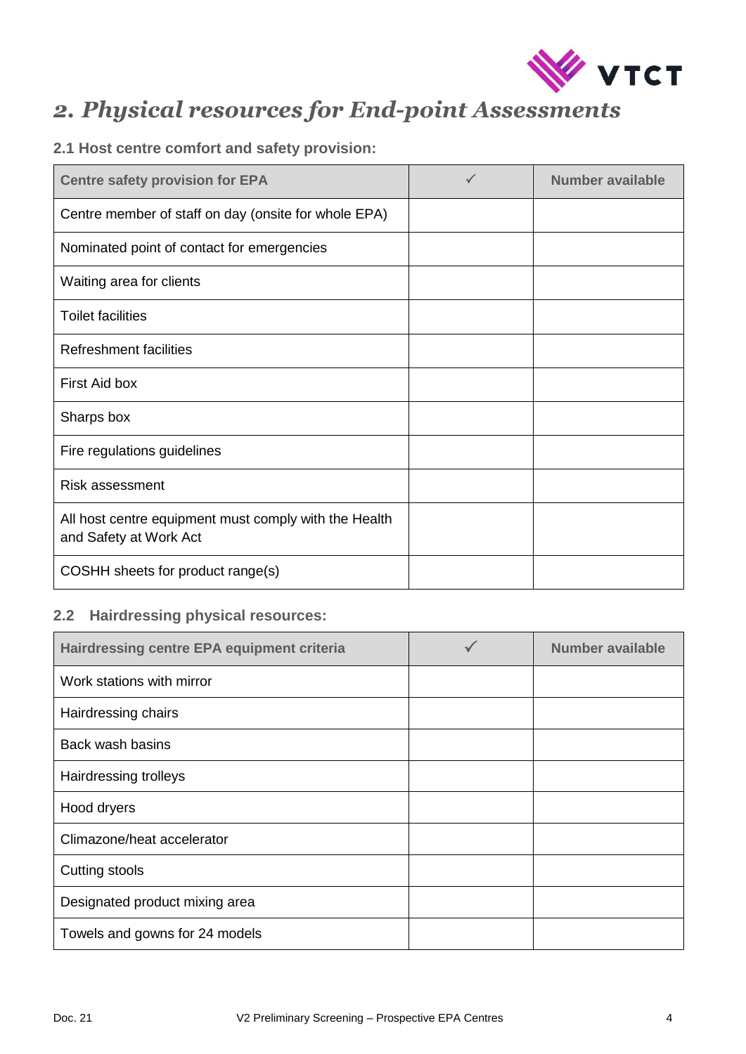## 2. *Physical resources for End-point Assessments*

### 2.1 Host centre comfort and safety provision:

| Centre safety provision for EPA | ✓ | Number available |
|---|---|---|
| Centre member of staff on day (onsite for whole EPA) | | |
| Nominated point of contact for emergencies | | |
| Waiting area for clients | | |
| Toilet facilities | | |
| Refreshment facilities | | |
| First Aid box | | |
| Sharps box | | |
| Fire regulations guidelines | | |
| Risk assessment | | |
| All host centre equipment must comply with the Health and Safety at Work Act | | |
| COSHH sheets for product range(s) | | |

### 2.2 Hairdressing physical resources:

| Hairdressing centre EPA equipment criteria | ✓ | Number available |
|---|---|---|
| Work stations with mirror | | |
| Hairdressing chairs | | |
| Back wash basins | | |
| Hairdressing trolleys | | |
| Hood dryers | | |
| Climazone/heat accelerator | | |
| Cutting stools | | |
| Designated product mixing area | | |
| Towels and gowns for 24 models | | |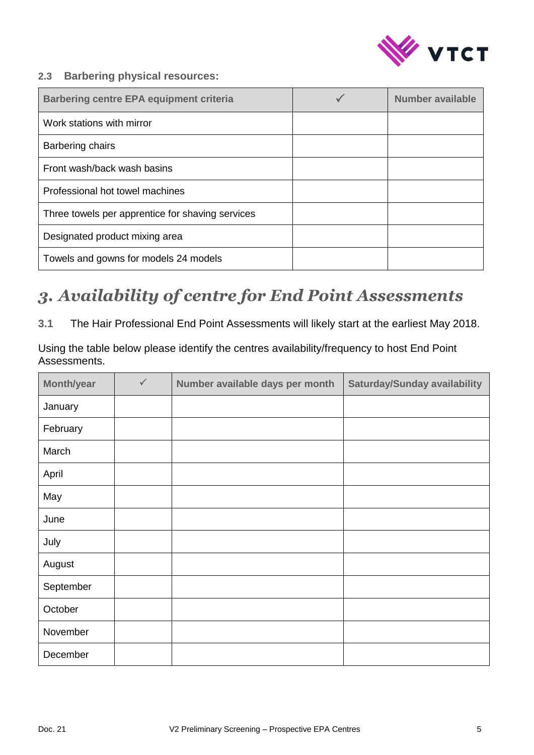### 2.3 Barbering physical resources:

| Barbering centre EPA equipment criteria | ✓ | Number available |
|---|---|---|
| Work stations with mirror | | |
| Barbering chairs | | |
| Front wash/back wash basins | | |
| Professional hot towel machines | | |
| Three towels per apprentice for shaving services | | |
| Designated product mixing area | | |
| Towels and gowns for models 24 models | | |

# *3. Availability of centre for End Point Assessments*

**3.1** The Hair Professional End Point Assessments will likely start at the earliest May 2018.

Using the table below please identify the centres availability/frequency to host End Point Assessments.

| Month/year | ✓ | Number available days per month | Saturday/Sunday availability |
|---|---|---|---|
| January | | | |
| February | | | |
| March | | | |
| April | | | |
| May | | | |
| June | | | |
| July | | | |
| August | | | |
| September | | | |
| October | | | |
| November | | | |
| December | | | |